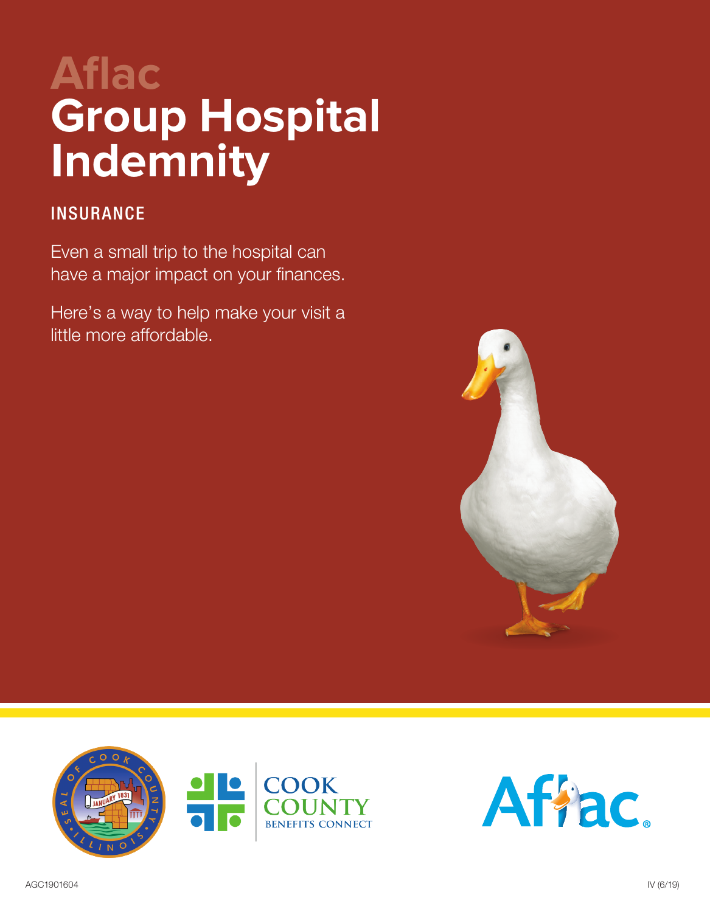# Aflac
# Group Hospital Indemnity

## INSURANCE

Even a small trip to the hospital can have a major impact on your finances.

Here's a way to help make your visit a little more affordable.

COOK COUNTY BENEFITS CONNECT

AGC1901604

IV (6/19)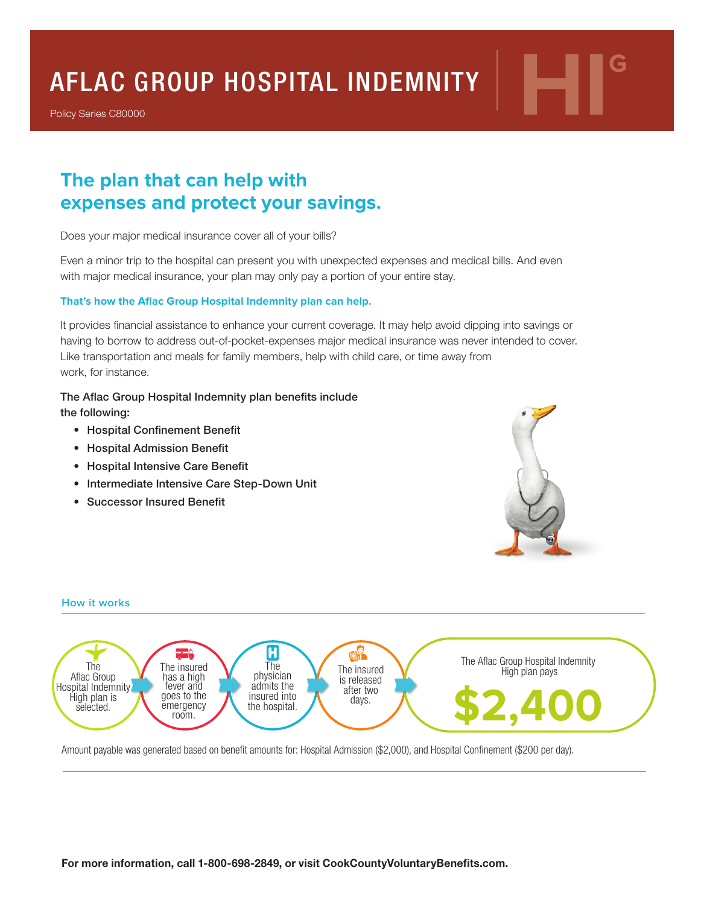# AFLAC GROUP HOSPITAL INDEMNITY

Policy Series C80000

## The plan that can help with expenses and protect your savings.

Does your major medical insurance cover all of your bills?

Even a minor trip to the hospital can present you with unexpected expenses and medical bills. And even with major medical insurance, your plan may only pay a portion of your entire stay.

**That's how the Aflac Group Hospital Indemnity plan can help.**

It provides financial assistance to enhance your current coverage. It may help avoid dipping into savings or having to borrow to address out-of-pocket-expenses major medical insurance was never intended to cover. Like transportation and meals for family members, help with child care, or time away from work, for instance.

The Aflac Group Hospital Indemnity plan benefits include the following:

- Hospital Confinement Benefit
- Hospital Admission Benefit
- Hospital Intensive Care Benefit
- Intermediate Intensive Care Step-Down Unit
- Successor Insured Benefit

### How it works

The Aflac Group Hospital Indemnity High plan is selected. → The insured has a high fever and goes to the emergency room. → The physician admits the insured into the hospital. → The insured is released after two days. → The Aflac Group Hospital Indemnity High plan pays **$2,400**

Amount payable was generated based on benefit amounts for: Hospital Admission ($2,000), and Hospital Confinement ($200 per day).

**For more information, call 1-800-698-2849, or visit CookCountyVoluntaryBenefits.com.**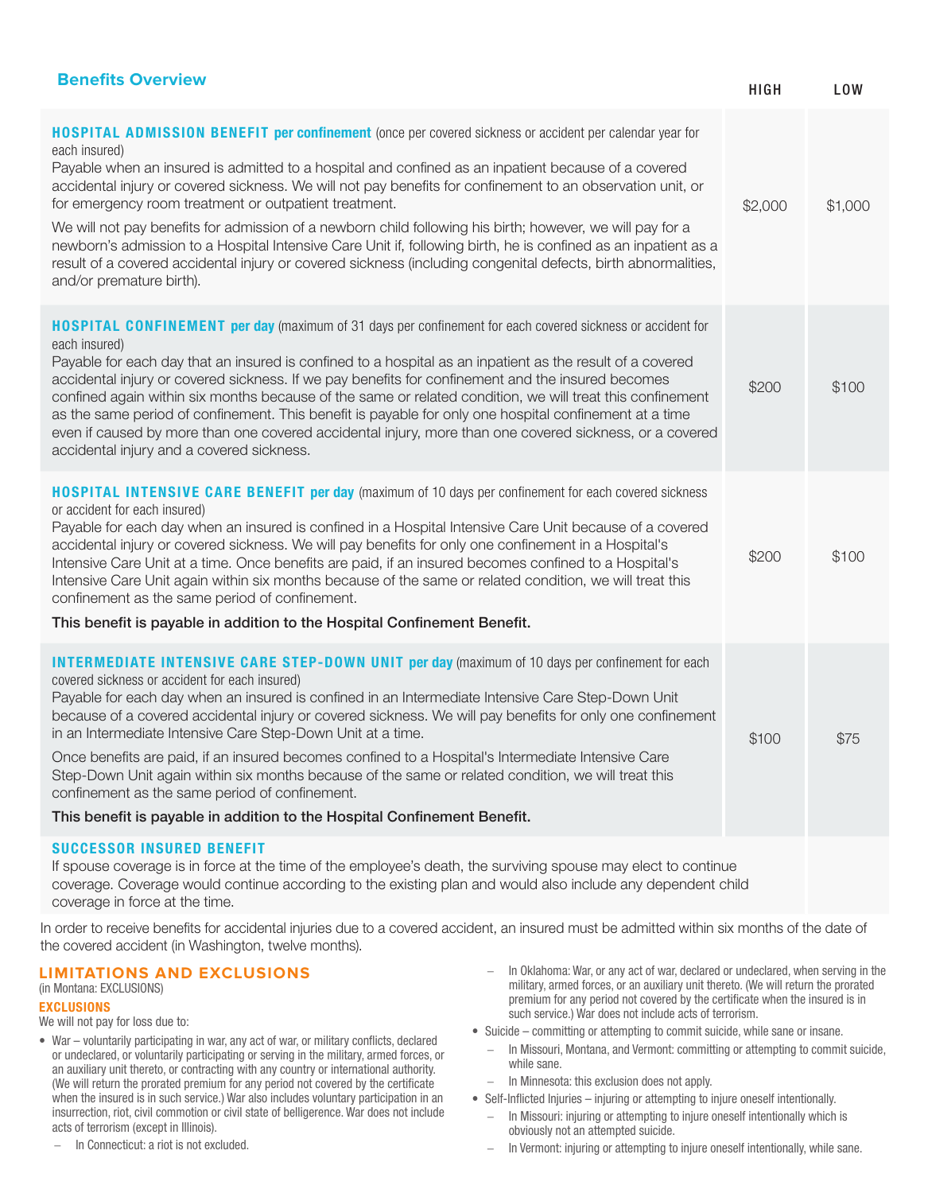## Benefits Overview

| | HIGH | LOW |
|---|---|---|
| **HOSPITAL ADMISSION BENEFIT per confinement** (once per covered sickness or accident per calendar year for each insured)<br>Payable when an insured is admitted to a hospital and confined as an inpatient because of a covered accidental injury or covered sickness. We will not pay benefits for confinement to an observation unit, or for emergency room treatment or outpatient treatment.<br>We will not pay benefits for admission of a newborn child following his birth; however, we will pay for a newborn's admission to a Hospital Intensive Care Unit if, following birth, he is confined as an inpatient as a result of a covered accidental injury or covered sickness (including congenital defects, birth abnormalities, and/or premature birth). | $2,000 | $1,000 |
| **HOSPITAL CONFINEMENT per day** (maximum of 31 days per confinement for each covered sickness or accident for each insured)<br>Payable for each day that an insured is confined to a hospital as an inpatient as the result of a covered accidental injury or covered sickness. If we pay benefits for confinement and the insured becomes confined again within six months because of the same or related condition, we will treat this confinement as the same period of confinement. This benefit is payable for only one hospital confinement at a time even if caused by more than one covered accidental injury, more than one covered sickness, or a covered accidental injury and a covered sickness. | $200 | $100 |
| **HOSPITAL INTENSIVE CARE BENEFIT per day** (maximum of 10 days per confinement for each covered sickness or accident for each insured)<br>Payable for each day when an insured is confined in a Hospital Intensive Care Unit because of a covered accidental injury or covered sickness. We will pay benefits for only one confinement in a Hospital's Intensive Care Unit at a time. Once benefits are paid, if an insured becomes confined to a Hospital's Intensive Care Unit again within six months because of the same or related condition, we will treat this confinement as the same period of confinement.<br>**This benefit is payable in addition to the Hospital Confinement Benefit.** | $200 | $100 |
| **INTERMEDIATE INTENSIVE CARE STEP-DOWN UNIT per day** (maximum of 10 days per confinement for each covered sickness or accident for each insured)<br>Payable for each day when an insured is confined in an Intermediate Intensive Care Step-Down Unit because of a covered accidental injury or covered sickness. We will pay benefits for only one confinement in an Intermediate Intensive Care Step-Down Unit at a time.<br>Once benefits are paid, if an insured becomes confined to a Hospital's Intermediate Intensive Care Step-Down Unit again within six months because of the same or related condition, we will treat this confinement as the same period of confinement.<br>**This benefit is payable in addition to the Hospital Confinement Benefit.** | $100 | $75 |
| **SUCCESSOR INSURED BENEFIT**<br>If spouse coverage is in force at the time of the employee's death, the surviving spouse may elect to continue coverage. Coverage would continue according to the existing plan and would also include any dependent child coverage in force at the time. | | |

In order to receive benefits for accidental injuries due to a covered accident, an insured must be admitted within six months of the date of the covered accident (in Washington, twelve months).

## LIMITATIONS AND EXCLUSIONS

(in Montana: EXCLUSIONS)

### EXCLUSIONS

We will not pay for loss due to:

- War – voluntarily participating in war, any act of war, or military conflicts, declared or undeclared, or voluntarily participating or serving in the military, armed forces, or an auxiliary unit thereto, or contracting with any country or international authority. (We will return the prorated premium for any period not covered by the certificate when the insured is in such service.) War also includes voluntary participation in an insurrection, riot, civil commotion or civil state of belligerence. War does not include acts of terrorism (except in Illinois).
  - In Connecticut: a riot is not excluded.
  - In Oklahoma: War, or any act of war, declared or undeclared, when serving in the military, armed forces, or an auxiliary unit thereto. (We will return the prorated premium for any period not covered by the certificate when the insured is in such service.) War does not include acts of terrorism.
- Suicide – committing or attempting to commit suicide, while sane or insane.
  - In Missouri, Montana, and Vermont: committing or attempting to commit suicide, while sane.
  - In Minnesota: this exclusion does not apply.
- Self-Inflicted Injuries – injuring or attempting to injure oneself intentionally.
  - In Missouri: injuring or attempting to injure oneself intentionally which is obviously not an attempted suicide.
  - In Vermont: injuring or attempting to injure oneself intentionally, while sane.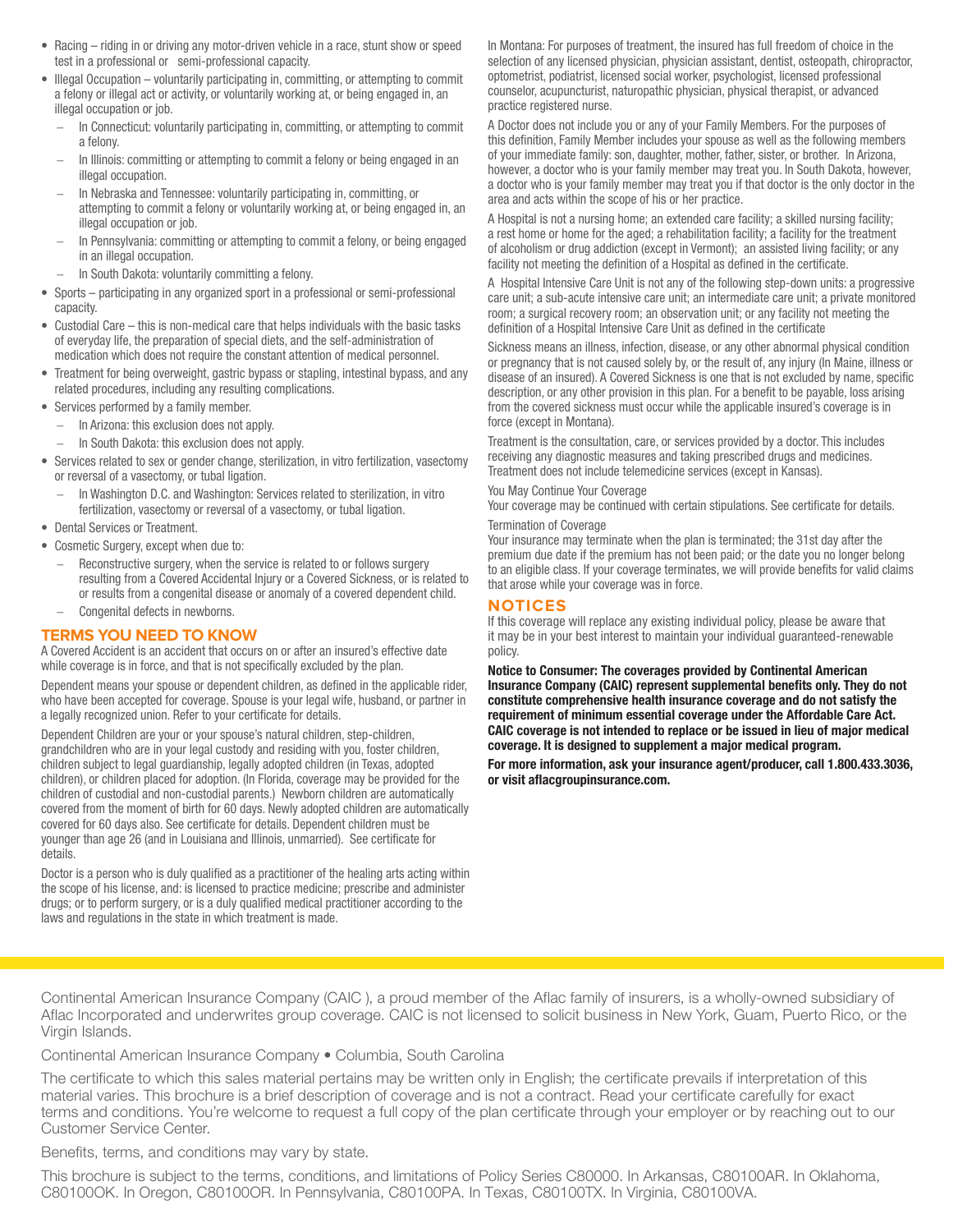- Racing – riding in or driving any motor-driven vehicle in a race, stunt show or speed test in a professional or semi-professional capacity.
- Illegal Occupation – voluntarily participating in, committing, or attempting to commit a felony or illegal act or activity, or voluntarily working at, or being engaged in, an illegal occupation or job.
  - In Connecticut: voluntarily participating in, committing, or attempting to commit a felony.
  - In Illinois: committing or attempting to commit a felony or being engaged in an illegal occupation.
  - In Nebraska and Tennessee: voluntarily participating in, committing, or attempting to commit a felony or voluntarily working at, or being engaged in, an illegal occupation or job.
  - In Pennsylvania: committing or attempting to commit a felony, or being engaged in an illegal occupation.
  - In South Dakota: voluntarily committing a felony.
- Sports – participating in any organized sport in a professional or semi-professional capacity.
- Custodial Care – this is non-medical care that helps individuals with the basic tasks of everyday life, the preparation of special diets, and the self-administration of medication which does not require the constant attention of medical personnel.
- Treatment for being overweight, gastric bypass or stapling, intestinal bypass, and any related procedures, including any resulting complications.
- Services performed by a family member.
  - In Arizona: this exclusion does not apply.
  - In South Dakota: this exclusion does not apply.
- Services related to sex or gender change, sterilization, in vitro fertilization, vasectomy or reversal of a vasectomy, or tubal ligation.
  - In Washington D.C. and Washington: Services related to sterilization, in vitro fertilization, vasectomy or reversal of a vasectomy, or tubal ligation.
- Dental Services or Treatment.
- Cosmetic Surgery, except when due to:
  - Reconstructive surgery, when the service is related to or follows surgery resulting from a Covered Accidental Injury or a Covered Sickness, or is related to or results from a congenital disease or anomaly of a covered dependent child.
  - Congenital defects in newborns.

## TERMS YOU NEED TO KNOW

A Covered Accident is an accident that occurs on or after an insured's effective date while coverage is in force, and that is not specifically excluded by the plan.

Dependent means your spouse or dependent children, as defined in the applicable rider, who have been accepted for coverage. Spouse is your legal wife, husband, or partner in a legally recognized union. Refer to your certificate for details.

Dependent Children are your or your spouse's natural children, step-children, grandchildren who are in your legal custody and residing with you, foster children, children subject to legal guardianship, legally adopted children (in Texas, adopted children), or children placed for adoption. (In Florida, coverage may be provided for the children of custodial and non-custodial parents.) Newborn children are automatically covered from the moment of birth for 60 days. Newly adopted children are automatically covered for 60 days also. See certificate for details. Dependent children must be younger than age 26 (and in Louisiana and Illinois, unmarried). See certificate for details.

Doctor is a person who is duly qualified as a practitioner of the healing arts acting within the scope of his license, and: is licensed to practice medicine; prescribe and administer drugs; or to perform surgery, or is a duly qualified medical practitioner according to the laws and regulations in the state in which treatment is made.

In Montana: For purposes of treatment, the insured has full freedom of choice in the selection of any licensed physician, physician assistant, dentist, osteopath, chiropractor, optometrist, podiatrist, licensed social worker, psychologist, licensed professional counselor, acupuncturist, naturopathic physician, physical therapist, or advanced practice registered nurse.

A Doctor does not include you or any of your Family Members. For the purposes of this definition, Family Member includes your spouse as well as the following members of your immediate family: son, daughter, mother, father, sister, or brother. In Arizona, however, a doctor who is your family member may treat you. In South Dakota, however, a doctor who is your family member may treat you if that doctor is the only doctor in the area and acts within the scope of his or her practice.

A Hospital is not a nursing home; an extended care facility; a skilled nursing facility; a rest home or home for the aged; a rehabilitation facility; a facility for the treatment of alcoholism or drug addiction (except in Vermont); an assisted living facility; or any facility not meeting the definition of a Hospital as defined in the certificate.

A Hospital Intensive Care Unit is not any of the following step-down units: a progressive care unit; a sub-acute intensive care unit; an intermediate care unit; a private monitored room; a surgical recovery room; an observation unit; or any facility not meeting the definition of a Hospital Intensive Care Unit as defined in the certificate

Sickness means an illness, infection, disease, or any other abnormal physical condition or pregnancy that is not caused solely by, or the result of, any injury (In Maine, illness or disease of an insured). A Covered Sickness is one that is not excluded by name, specific description, or any other provision in this plan. For a benefit to be payable, loss arising from the covered sickness must occur while the applicable insured's coverage is in force (except in Montana).

Treatment is the consultation, care, or services provided by a doctor. This includes receiving any diagnostic measures and taking prescribed drugs and medicines. Treatment does not include telemedicine services (except in Kansas).

You May Continue Your Coverage
Your coverage may be continued with certain stipulations. See certificate for details.

Termination of Coverage
Your insurance may terminate when the plan is terminated; the 31st day after the premium due date if the premium has not been paid; or the date you no longer belong to an eligible class. If your coverage terminates, we will provide benefits for valid claims that arose while your coverage was in force.

## NOTICES

If this coverage will replace any existing individual policy, please be aware that it may be in your best interest to maintain your individual guaranteed-renewable policy.

**Notice to Consumer: The coverages provided by Continental American Insurance Company (CAIC) represent supplemental benefits only. They do not constitute comprehensive health insurance coverage and do not satisfy the requirement of minimum essential coverage under the Affordable Care Act. CAIC coverage is not intended to replace or be issued in lieu of major medical coverage. It is designed to supplement a major medical program.**

**For more information, ask your insurance agent/producer, call 1.800.433.3036, or visit aflacgroupinsurance.com.**

Continental American Insurance Company (CAIC ), a proud member of the Aflac family of insurers, is a wholly-owned subsidiary of Aflac Incorporated and underwrites group coverage. CAIC is not licensed to solicit business in New York, Guam, Puerto Rico, or the Virgin Islands.

Continental American Insurance Company • Columbia, South Carolina

The certificate to which this sales material pertains may be written only in English; the certificate prevails if interpretation of this material varies. This brochure is a brief description of coverage and is not a contract. Read your certificate carefully for exact terms and conditions. You're welcome to request a full copy of the plan certificate through your employer or by reaching out to our Customer Service Center.

Benefits, terms, and conditions may vary by state.

This brochure is subject to the terms, conditions, and limitations of Policy Series C80000. In Arkansas, C80100AR. In Oklahoma, C80100OK. In Oregon, C80100OR. In Pennsylvania, C80100PA. In Texas, C80100TX. In Virginia, C80100VA.